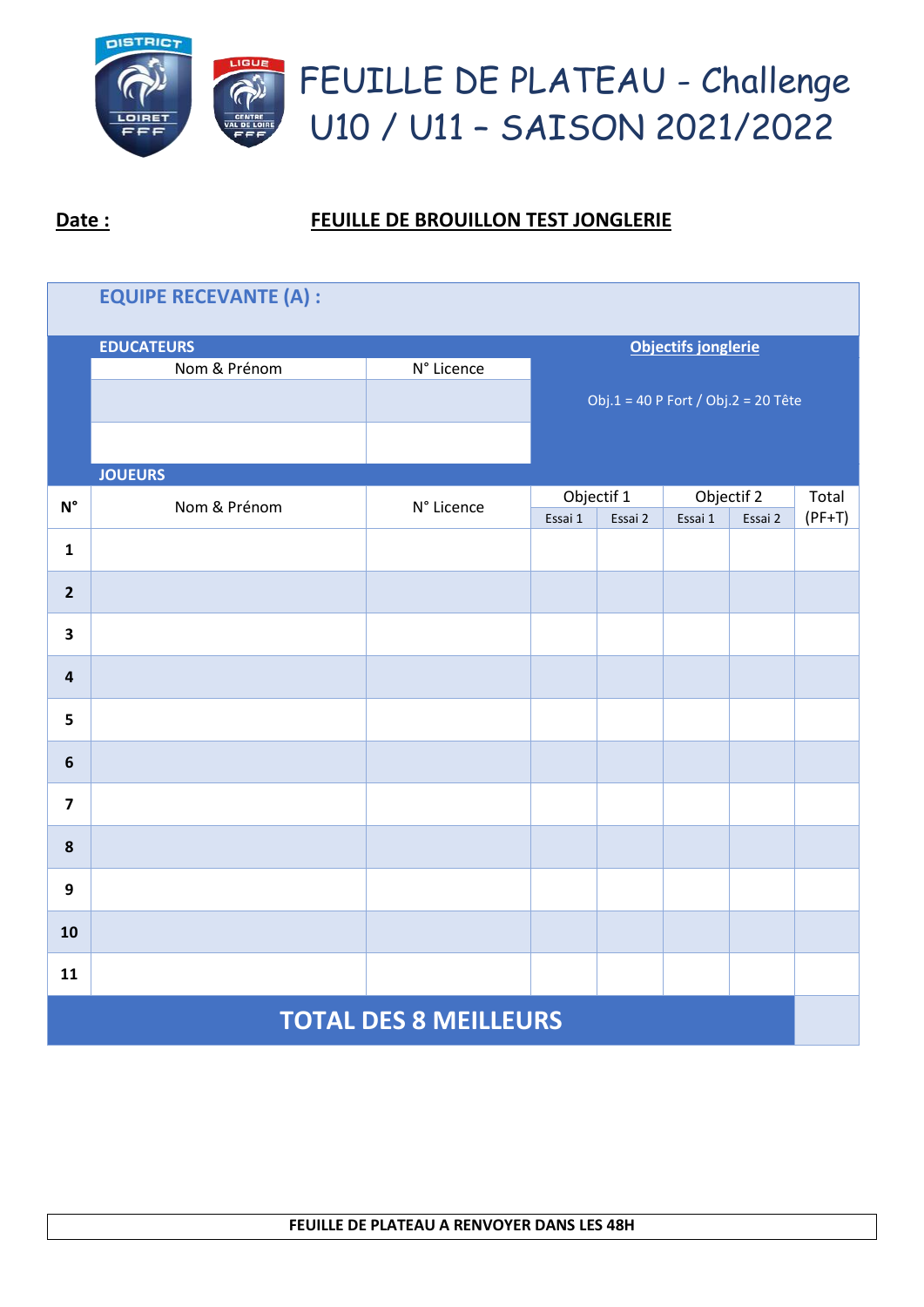# FEUILLE DE PLATEAU - Challenge U10 / U11 – SAISON 2021/2022

**Date :**

**FEUILLE DE BROUILLON TEST JONGLERIE**

## EQUIPE RECEVANTE (A) :

**EDUCATEURS**

| Nom & Prénom | N° Licence |
|---|---|
| | |
| | |

**Objectifs jonglerie**

Obj.1 = 40 P Fort / Obj.2 = 20 Tête

**JOUEURS**

| N° | Nom & Prénom | N° Licence | Objectif 1 | | Objectif 2 | | Total (PF+T) |
|---|---|---|---|---|---|---|---|
| | | | Essai 1 | Essai 2 | Essai 1 | Essai 2 | |
| **1** | | | | | | | |
| **2** | | | | | | | |
| **3** | | | | | | | |
| **4** | | | | | | | |
| **5** | | | | | | | |
| **6** | | | | | | | |
| **7** | | | | | | | |
| **8** | | | | | | | |
| **9** | | | | | | | |
| **10** | | | | | | | |
| **11** | | | | | | | |
| **TOTAL DES 8 MEILLEURS** | | | | | | | |

**FEUILLE DE PLATEAU A RENVOYER DANS LES 48H**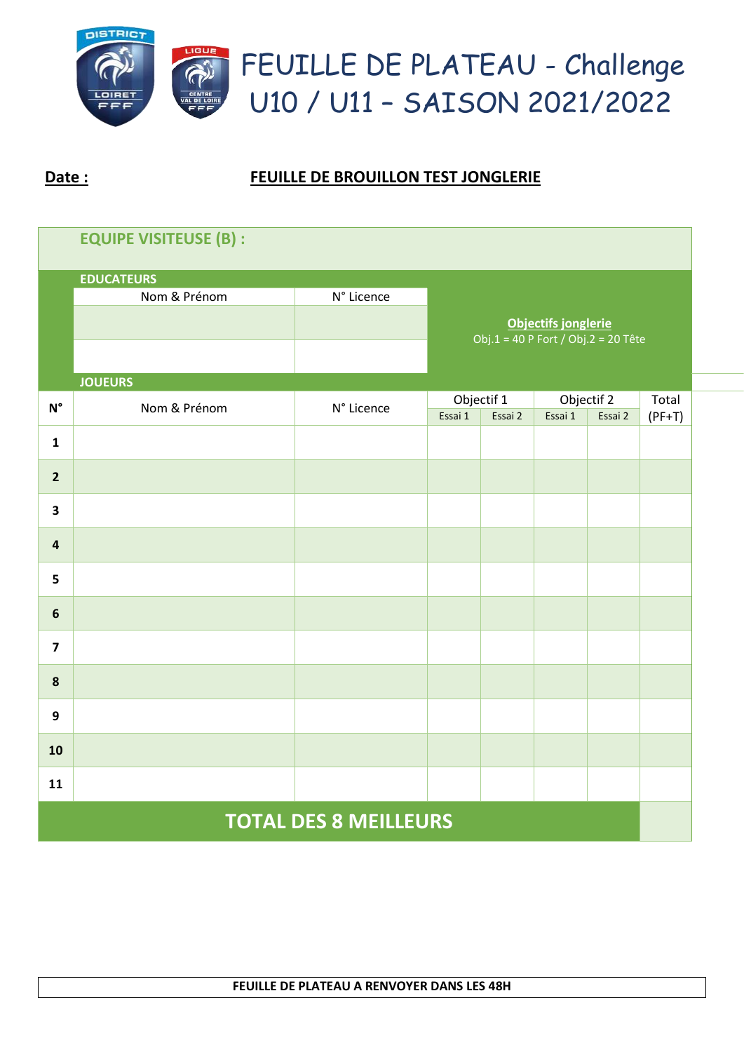# FEUILLE DE PLATEAU - Challenge U10 / U11 – SAISON 2021/2022

**Date :**

**FEUILLE DE BROUILLON TEST JONGLERIE**

## EQUIPE VISITEUSE (B) :

**EDUCATEURS**

| Nom & Prénom | N° Licence |
|---|---|
| | |
| | |

**Objectifs jonglerie**
Obj.1 = 40 P Fort / Obj.2 = 20 Tête

**JOUEURS**

| N° | Nom & Prénom | N° Licence | Objectif 1 | | Objectif 2 | | Total (PF+T) |
|---|---|---|---|---|---|---|---|
| | | | Essai 1 | Essai 2 | Essai 1 | Essai 2 | |
| **1** | | | | | | | |
| **2** | | | | | | | |
| **3** | | | | | | | |
| **4** | | | | | | | |
| **5** | | | | | | | |
| **6** | | | | | | | |
| **7** | | | | | | | |
| **8** | | | | | | | |
| **9** | | | | | | | |
| **10** | | | | | | | |
| **11** | | | | | | | |
| **TOTAL DES 8 MEILLEURS** | | | | | | | |

**FEUILLE DE PLATEAU A RENVOYER DANS LES 48H**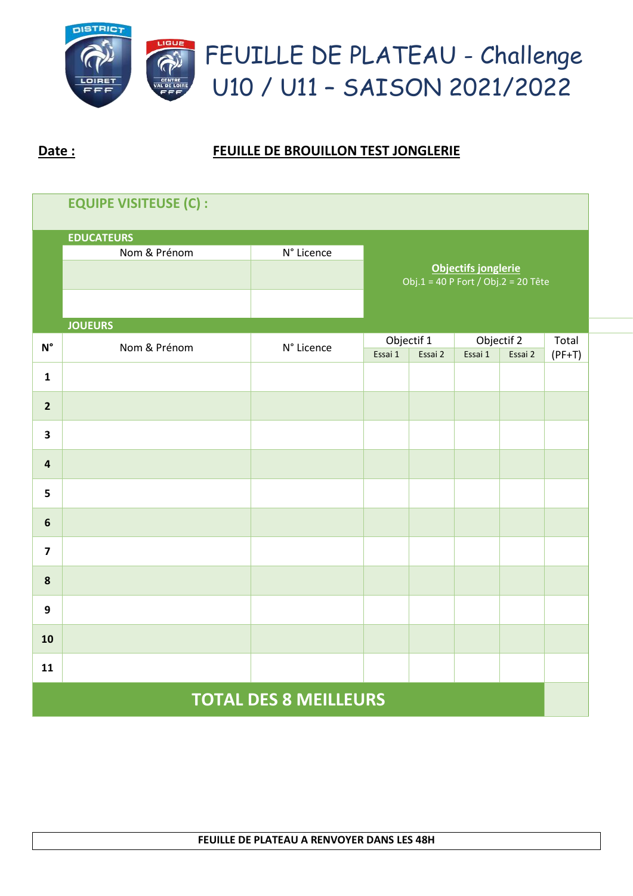# FEUILLE DE PLATEAU - Challenge U10 / U11 – SAISON 2021/2022

**Date :**

**FEUILLE DE BROUILLON TEST JONGLERIE**

## EQUIPE VISITEUSE (C) :

**EDUCATEURS**

| Nom & Prénom | N° Licence |
|---|---|
| | |
| | |

**Objectifs jonglerie**

Obj.1 = 40 P Fort / Obj.2 = 20 Tête

**JOUEURS**

| N° | Nom & Prénom | N° Licence | Objectif 1 | | Objectif 2 | | Total (PF+T) |
|---|---|---|---|---|---|---|---|
| | | | Essai 1 | Essai 2 | Essai 1 | Essai 2 | |
| 1 | | | | | | | |
| 2 | | | | | | | |
| 3 | | | | | | | |
| 4 | | | | | | | |
| 5 | | | | | | | |
| 6 | | | | | | | |
| 7 | | | | | | | |
| 8 | | | | | | | |
| 9 | | | | | | | |
| 10 | | | | | | | |
| 11 | | | | | | | |
| **TOTAL DES 8 MEILLEURS** | | | | | | | |

**FEUILLE DE PLATEAU A RENVOYER DANS LES 48H**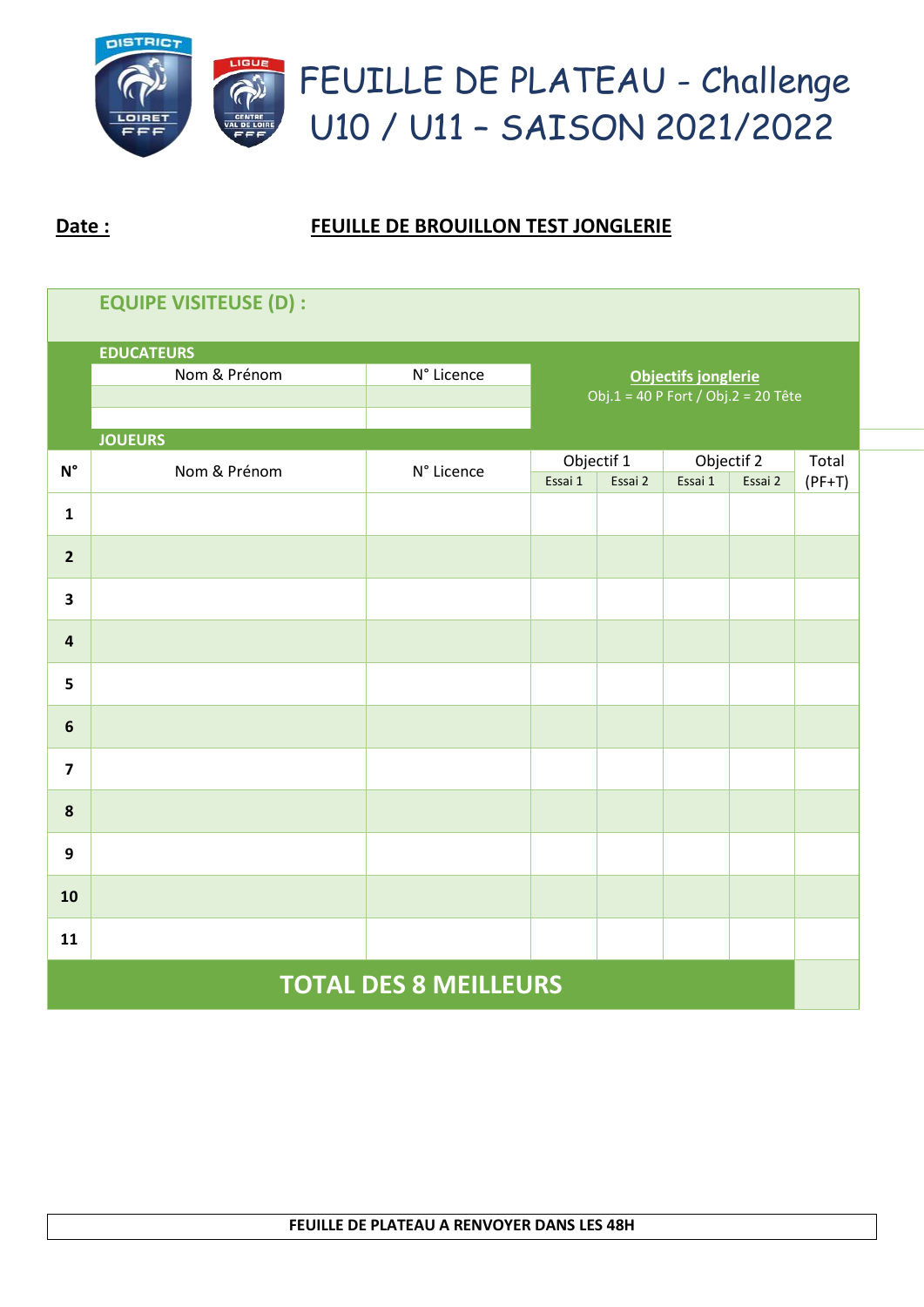# FEUILLE DE PLATEAU - Challenge U10 / U11 – SAISON 2021/2022

**Date :**

**FEUILLE DE BROUILLON TEST JONGLERIE**

## EQUIPE VISITEUSE (D) :

**EDUCATEURS**

| Nom & Prénom | N° Licence |
|---|---|
| | |
| | |

**Objectifs jonglerie**
Obj.1 = 40 P Fort / Obj.2 = 20 Tête

**JOUEURS**

| N° | Nom & Prénom | N° Licence | Objectif 1 | | Objectif 2 | | Total |
|---|---|---|---|---|---|---|---|
| | | | Essai 1 | Essai 2 | Essai 1 | Essai 2 | (PF+T) |
| **1** | | | | | | | |
| **2** | | | | | | | |
| **3** | | | | | | | |
| **4** | | | | | | | |
| **5** | | | | | | | |
| **6** | | | | | | | |
| **7** | | | | | | | |
| **8** | | | | | | | |
| **9** | | | | | | | |
| **10** | | | | | | | |
| **11** | | | | | | | |
| **TOTAL DES 8 MEILLEURS** | | | | | | | |

**FEUILLE DE PLATEAU A RENVOYER DANS LES 48H**